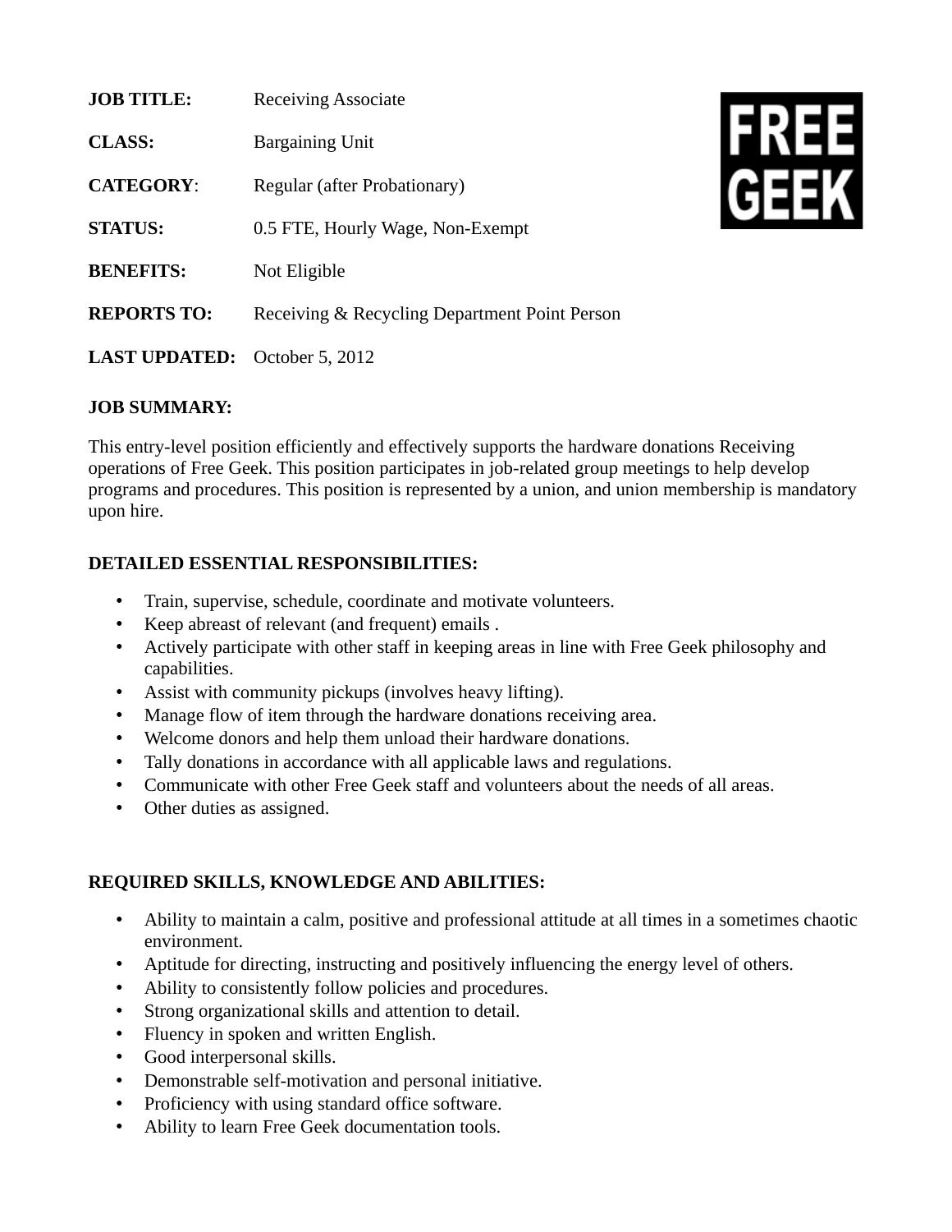**JOB TITLE:** Receiving Associate

**CLASS:** Bargaining Unit

**CATEGORY**: Regular (after Probationary)

**STATUS:** 0.5 FTE, Hourly Wage, Non-Exempt

**BENEFITS:** Not Eligible

**REPORTS TO:** Receiving & Recycling Department Point Person

**LAST UPDATED:** October 5, 2012

FREE GEEK

**JOB SUMMARY:**

This entry-level position efficiently and effectively supports the hardware donations Receiving operations of Free Geek. This position participates in job-related group meetings to help develop programs and procedures. This position is represented by a union, and union membership is mandatory upon hire.

**DETAILED ESSENTIAL RESPONSIBILITIES:**

- Train, supervise, schedule, coordinate and motivate volunteers.
- Keep abreast of relevant (and frequent) emails .
- Actively participate with other staff in keeping areas in line with Free Geek philosophy and capabilities.
- Assist with community pickups (involves heavy lifting).
- Manage flow of item through the hardware donations receiving area.
- Welcome donors and help them unload their hardware donations.
- Tally donations in accordance with all applicable laws and regulations.
- Communicate with other Free Geek staff and volunteers about the needs of all areas.
- Other duties as assigned.

**REQUIRED SKILLS, KNOWLEDGE AND ABILITIES:**

- Ability to maintain a calm, positive and professional attitude at all times in a sometimes chaotic environment.
- Aptitude for directing, instructing and positively influencing the energy level of others.
- Ability to consistently follow policies and procedures.
- Strong organizational skills and attention to detail.
- Fluency in spoken and written English.
- Good interpersonal skills.
- Demonstrable self-motivation and personal initiative.
- Proficiency with using standard office software.
- Ability to learn Free Geek documentation tools.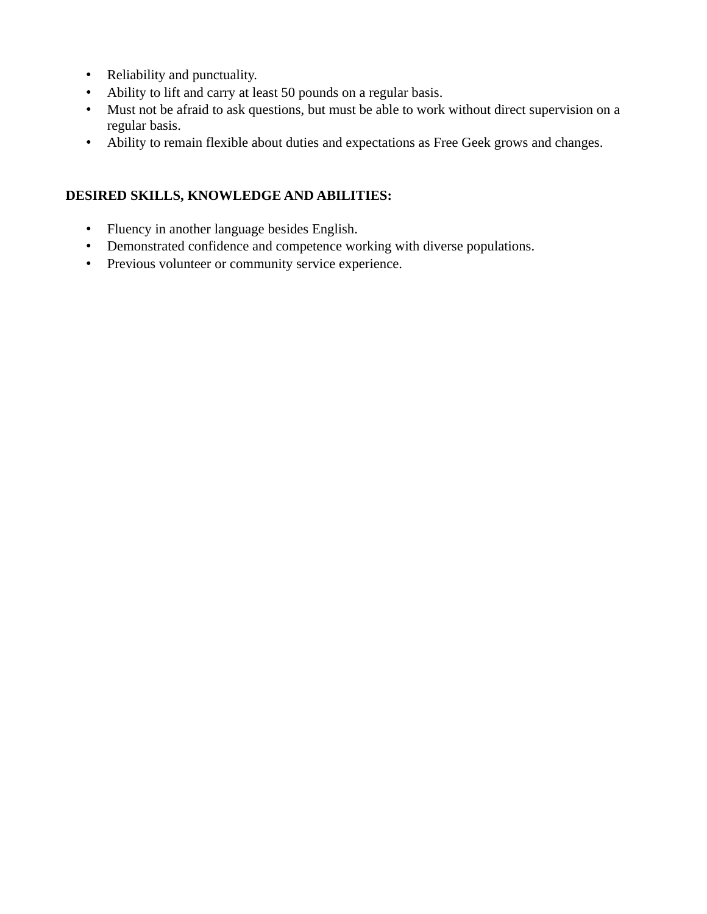- Reliability and punctuality.
- Ability to lift and carry at least 50 pounds on a regular basis.
- Must not be afraid to ask questions, but must be able to work without direct supervision on a regular basis.
- Ability to remain flexible about duties and expectations as Free Geek grows and changes.

**DESIRED SKILLS, KNOWLEDGE AND ABILITIES:**

- Fluency in another language besides English.
- Demonstrated confidence and competence working with diverse populations.
- Previous volunteer or community service experience.